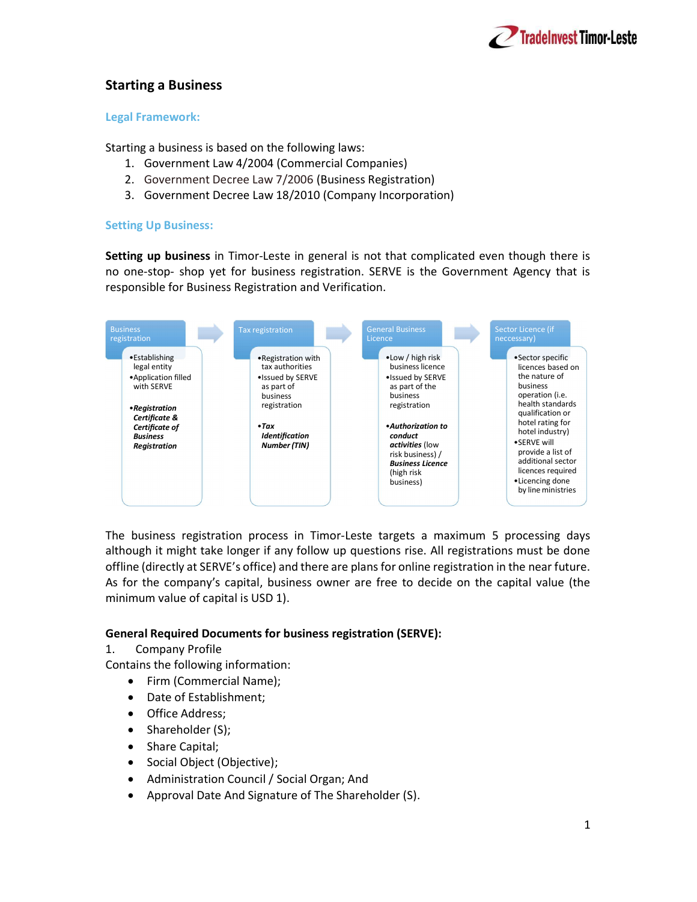# Starting a Business

## Legal Framework:

Starting a business is based on the following laws:

1. Government Law 4/2004 (Commercial Companies)
2. Government Decree Law 7/2006 (Business Registration)
3. Government Decree Law 18/2010 (Company Incorporation)

## Setting Up Business:

**Setting up business** in Timor-Leste in general is not that complicated even though there is no one-stop- shop yet for business registration. SERVE is the Government Agency that is responsible for Business Registration and Verification.

| Business registration | Tax registration | General Business Licence | Sector Licence (if neccessary) |
|---|---|---|---|
| • Establishing legal entity<br>• Application filled with SERVE<br>• ***Registration Certificate & Certificate of Business Registration*** | • Registration with tax authorities<br>• Issued by SERVE as part of business registration<br>• ***Tax Identification Number (TIN)*** | • Low / high risk business licence<br>• Issued by SERVE as part of the business registration<br>• ***Authorization to conduct activities*** (low risk business) / ***Business Licence*** (high risk business) | • Sector specific licences based on the nature of business operation (i.e. health standards qualification or hotel rating for hotel industry)<br>• SERVE will provide a list of additional sector licences required<br>• Licencing done by line ministries |

The business registration process in Timor-Leste targets a maximum 5 processing days although it might take longer if any follow up questions rise. All registrations must be done offline (directly at SERVE's office) and there are plans for online registration in the near future. As for the company's capital, business owner are free to decide on the capital value (the minimum value of capital is USD 1).

**General Required Documents for business registration (SERVE):**

1. Company Profile

Contains the following information:

- Firm (Commercial Name);
- Date of Establishment;
- Office Address;
- Shareholder (S);
- Share Capital;
- Social Object (Objective);
- Administration Council / Social Organ; And
- Approval Date And Signature of The Shareholder (S).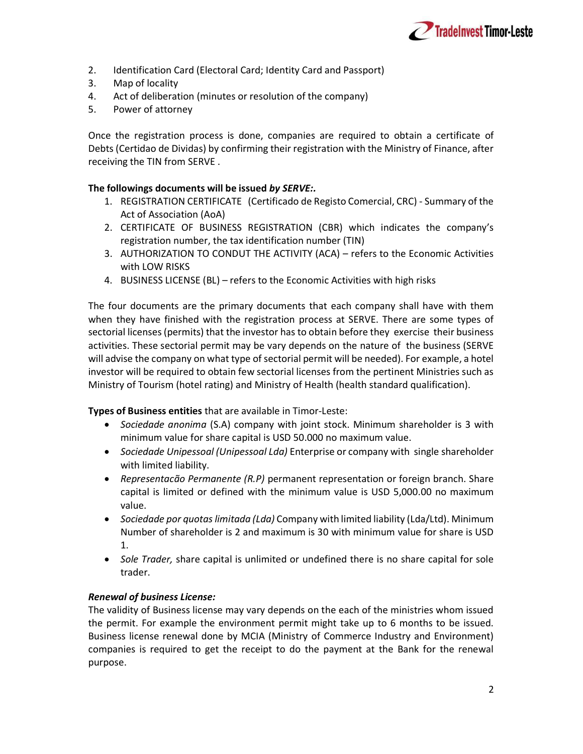2. Identification Card (Electoral Card; Identity Card and Passport)
3. Map of locality
4. Act of deliberation (minutes or resolution of the company)
5. Power of attorney

Once the registration process is done, companies are required to obtain a certificate of Debts (Certidao de Dividas) by confirming their registration with the Ministry of Finance, after receiving the TIN from SERVE .

**The followings documents will be issued *by SERVE:.***

1. REGISTRATION CERTIFICATE (Certificado de Registo Comercial, CRC) - Summary of the Act of Association (AoA)
2. CERTIFICATE OF BUSINESS REGISTRATION (CBR) which indicates the company's registration number, the tax identification number (TIN)
3. AUTHORIZATION TO CONDUT THE ACTIVITY (ACA) – refers to the Economic Activities with LOW RISKS
4. BUSINESS LICENSE (BL) – refers to the Economic Activities with high risks

The four documents are the primary documents that each company shall have with them when they have finished with the registration process at SERVE. There are some types of sectorial licenses (permits) that the investor has to obtain before they exercise their business activities. These sectorial permit may be vary depends on the nature of the business (SERVE will advise the company on what type of sectorial permit will be needed). For example, a hotel investor will be required to obtain few sectorial licenses from the pertinent Ministries such as Ministry of Tourism (hotel rating) and Ministry of Health (health standard qualification).

**Types of Business entities** that are available in Timor-Leste:

- *Sociedade anonima* (S.A) company with joint stock. Minimum shareholder is 3 with minimum value for share capital is USD 50.000 no maximum value.
- *Sociedade Unipessoal (Unipessoal Lda)* Enterprise or company with single shareholder with limited liability.
- *Representacão Permanente (R.P)* permanent representation or foreign branch. Share capital is limited or defined with the minimum value is USD 5,000.00 no maximum value.
- *Sociedade por quotas limitada (Lda)* Company with limited liability (Lda/Ltd). Minimum Number of shareholder is 2 and maximum is 30 with minimum value for share is USD 1.
- *Sole Trader,* share capital is unlimited or undefined there is no share capital for sole trader.

***Renewal of business License:***

The validity of Business license may vary depends on the each of the ministries whom issued the permit. For example the environment permit might take up to 6 months to be issued. Business license renewal done by MCIA (Ministry of Commerce Industry and Environment) companies is required to get the receipt to do the payment at the Bank for the renewal purpose.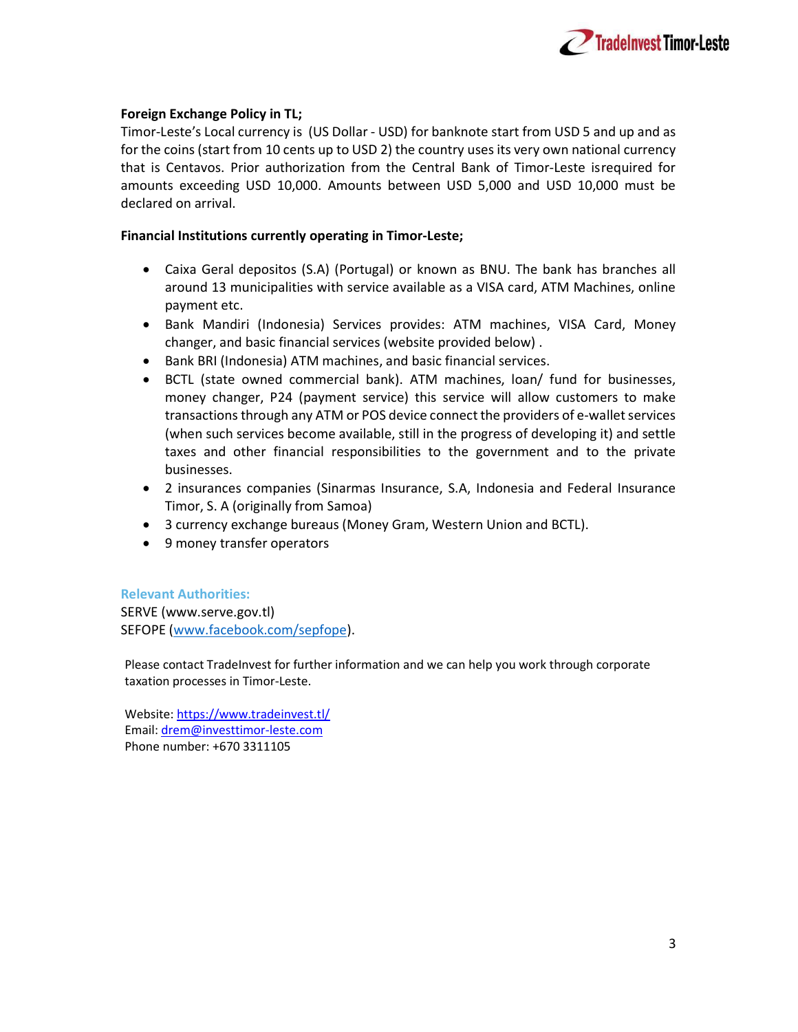**Foreign Exchange Policy in TL;**

Timor-Leste's Local currency is (US Dollar - USD) for banknote start from USD 5 and up and as for the coins (start from 10 cents up to USD 2) the country uses its very own national currency that is Centavos. Prior authorization from the Central Bank of Timor-Leste isrequired for amounts exceeding USD 10,000. Amounts between USD 5,000 and USD 10,000 must be declared on arrival.

**Financial Institutions currently operating in Timor-Leste;**

- Caixa Geral depositos (S.A) (Portugal) or known as BNU. The bank has branches all around 13 municipalities with service available as a VISA card, ATM Machines, online payment etc.
- Bank Mandiri (Indonesia) Services provides: ATM machines, VISA Card, Money changer, and basic financial services (website provided below) .
- Bank BRI (Indonesia) ATM machines, and basic financial services.
- BCTL (state owned commercial bank). ATM machines, loan/ fund for businesses, money changer, P24 (payment service) this service will allow customers to make transactions through any ATM or POS device connect the providers of e-wallet services (when such services become available, still in the progress of developing it) and settle taxes and other financial responsibilities to the government and to the private businesses.
- 2 insurances companies (Sinarmas Insurance, S.A, Indonesia and Federal Insurance Timor, S. A (originally from Samoa)
- 3 currency exchange bureaus (Money Gram, Western Union and BCTL).
- 9 money transfer operators

**Relevant Authorities:**

SERVE (www.serve.gov.tl)
SEFOPE (www.facebook.com/sepfope).

Please contact TradeInvest for further information and we can help you work through corporate taxation processes in Timor-Leste.

Website: https://www.tradeinvest.tl/
Email: drem@investtimor-leste.com
Phone number: +670 3311105